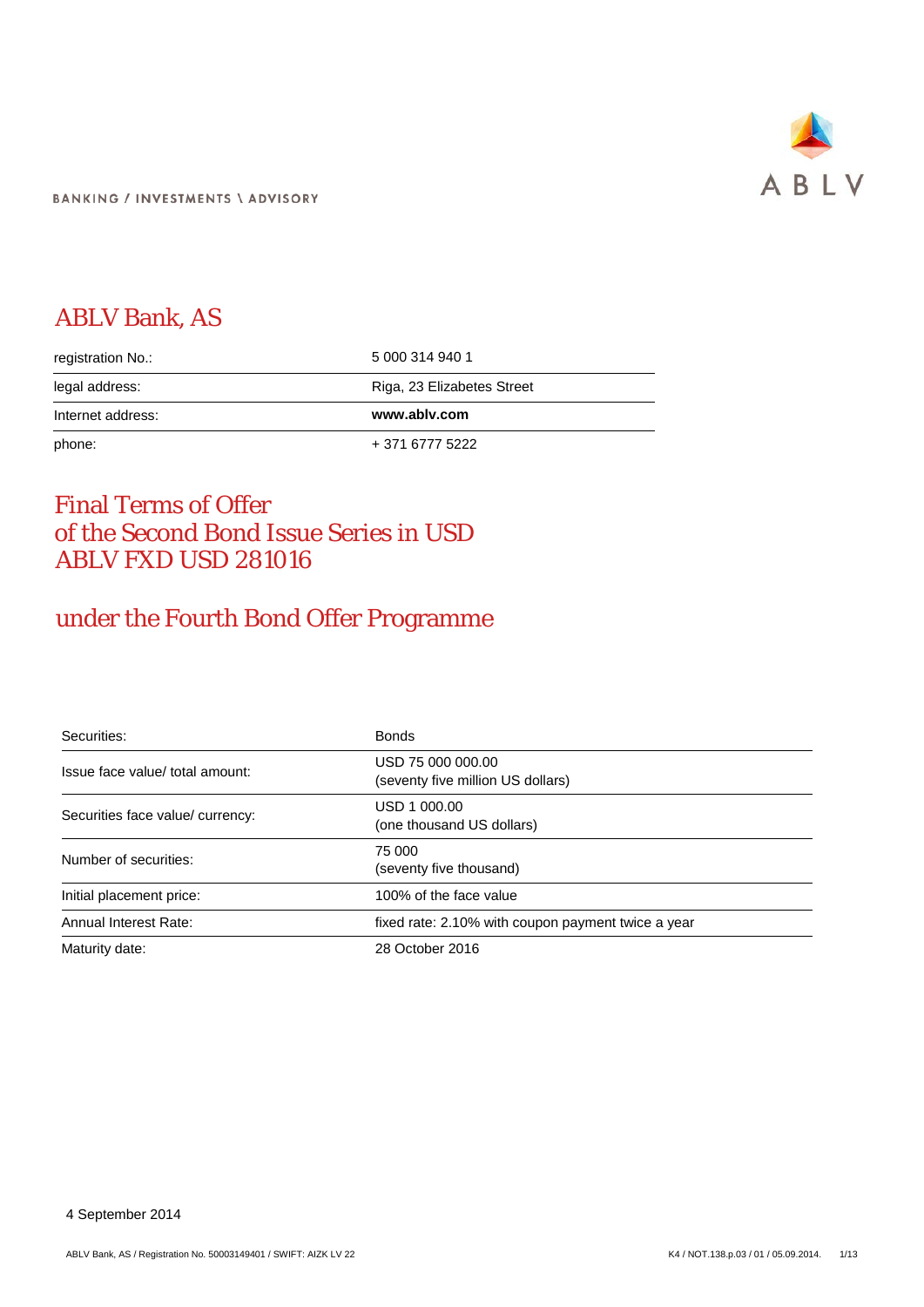BANKING / INVESTMENTS \ ADVISORY

# ABLV Bank, AS

| | |
|---|---|
| registration No.: | 5 000 314 940 1 |
| legal address: | Riga, 23 Elizabetes Street |
| Internet address: | **www.ablv.com** |
| phone: | + 371 6777 5222 |

# Final Terms of Offer of the Second Bond Issue Series in USD ABLV FXD USD 281016

## under the Fourth Bond Offer Programme

| | |
|---|---|
| Securities: | Bonds |
| Issue face value/ total amount: | USD 75 000 000.00 (seventy five million US dollars) |
| Securities face value/ currency: | USD 1 000.00 (one thousand US dollars) |
| Number of securities: | 75 000 (seventy five thousand) |
| Initial placement price: | 100% of the face value |
| Annual Interest Rate: | fixed rate: 2.10% with coupon payment twice a year |
| Maturity date: | 28 October 2016 |

4 September 2014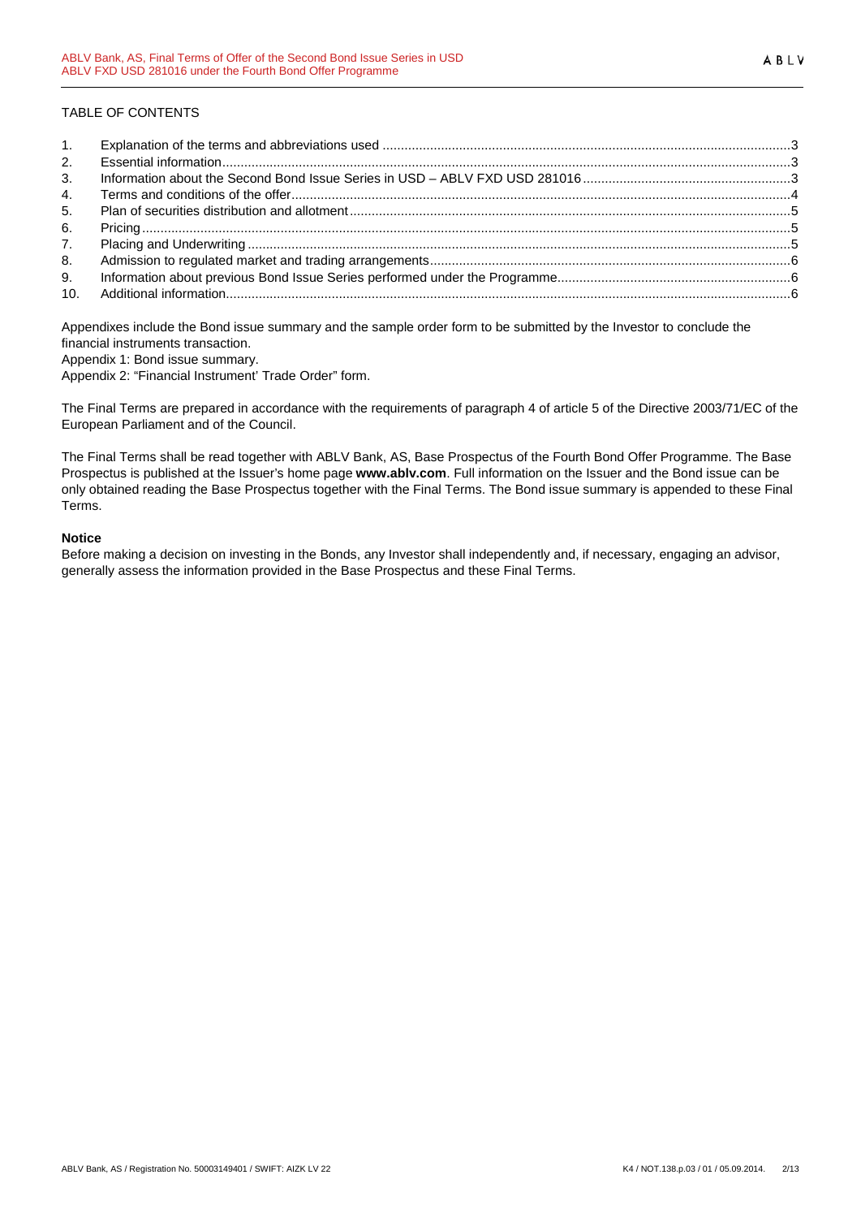TABLE OF CONTENTS

| | | |
|---|---|---|
| 1. | Explanation of the terms and abbreviations used | 3 |
| 2. | Essential information | 3 |
| 3. | Information about the Second Bond Issue Series in USD – ABLV FXD USD 281016 | 3 |
| 4. | Terms and conditions of the offer | 4 |
| 5. | Plan of securities distribution and allotment | 5 |
| 6. | Pricing | 5 |
| 7. | Placing and Underwriting | 5 |
| 8. | Admission to regulated market and trading arrangements | 6 |
| 9. | Information about previous Bond Issue Series performed under the Programme | 6 |
| 10. | Additional information | 6 |

Appendixes include the Bond issue summary and the sample order form to be submitted by the Investor to conclude the financial instruments transaction.

Appendix 1: Bond issue summary.

Appendix 2: "Financial Instrument' Trade Order" form.

The Final Terms are prepared in accordance with the requirements of paragraph 4 of article 5 of the Directive 2003/71/EC of the European Parliament and of the Council.

The Final Terms shall be read together with ABLV Bank, AS, Base Prospectus of the Fourth Bond Offer Programme. The Base Prospectus is published at the Issuer's home page **www.ablv.com**. Full information on the Issuer and the Bond issue can be only obtained reading the Base Prospectus together with the Final Terms. The Bond issue summary is appended to these Final Terms.

**Notice**

Before making a decision on investing in the Bonds, any Investor shall independently and, if necessary, engaging an advisor, generally assess the information provided in the Base Prospectus and these Final Terms.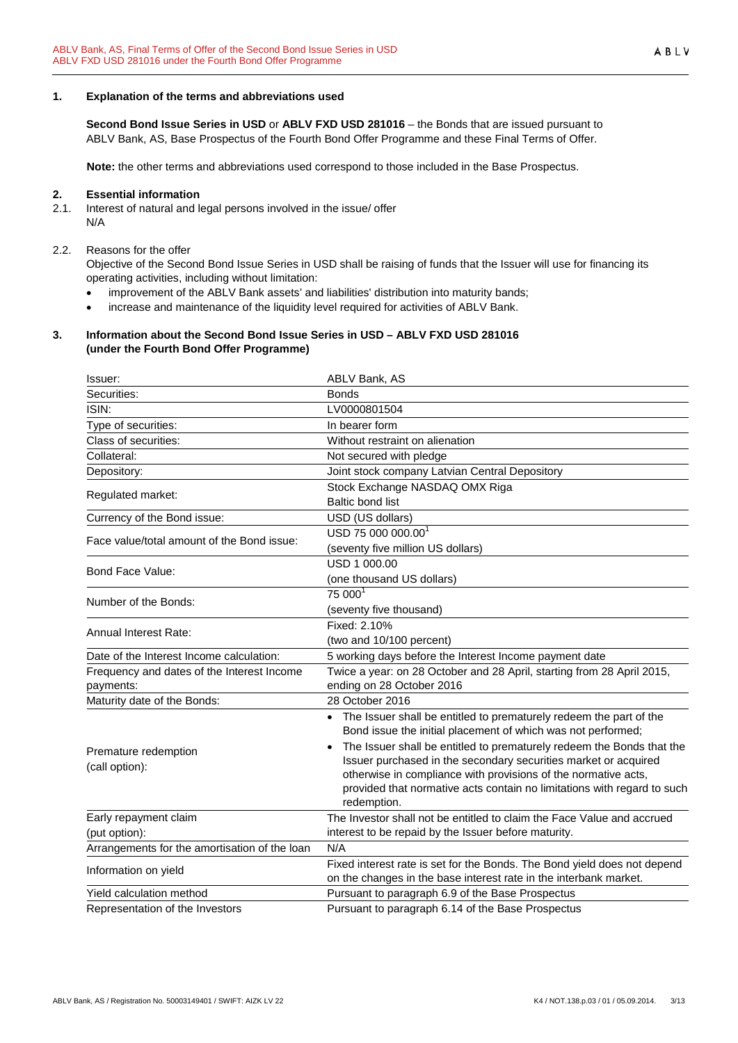## 1. Explanation of the terms and abbreviations used

**Second Bond Issue Series in USD** or **ABLV FXD USD 281016** – the Bonds that are issued pursuant to ABLV Bank, AS, Base Prospectus of the Fourth Bond Offer Programme and these Final Terms of Offer.

**Note:** the other terms and abbreviations used correspond to those included in the Base Prospectus.

## 2. Essential information

2.1. Interest of natural and legal persons involved in the issue/ offer
N/A

2.2. Reasons for the offer
Objective of the Second Bond Issue Series in USD shall be raising of funds that the Issuer will use for financing its operating activities, including without limitation:

- improvement of the ABLV Bank assets' and liabilities' distribution into maturity bands;
- increase and maintenance of the liquidity level required for activities of ABLV Bank.

## 3. Information about the Second Bond Issue Series in USD – ABLV FXD USD 281016 (under the Fourth Bond Offer Programme)

| | |
|---|---|
| Issuer: | ABLV Bank, AS |
| Securities: | Bonds |
| ISIN: | LV0000801504 |
| Type of securities: | In bearer form |
| Class of securities: | Without restraint on alienation |
| Collateral: | Not secured with pledge |
| Depository: | Joint stock company Latvian Central Depository |
| Regulated market: | Stock Exchange NASDAQ OMX Riga<br>Baltic bond list |
| Currency of the Bond issue: | USD (US dollars) |
| Face value/total amount of the Bond issue: | USD 75 000 000.00[1]<br>(seventy five million US dollars) |
| Bond Face Value: | USD 1 000.00<br>(one thousand US dollars) |
| Number of the Bonds: | 75 000[1]<br>(seventy five thousand) |
| Annual Interest Rate: | Fixed: 2.10%<br>(two and 10/100 percent) |
| Date of the Interest Income calculation: | 5 working days before the Interest Income payment date |
| Frequency and dates of the Interest Income payments: | Twice a year: on 28 October and 28 April, starting from 28 April 2015, ending on 28 October 2016 |
| Maturity date of the Bonds: | 28 October 2016 |
| Premature redemption<br>(call option): | • The Issuer shall be entitled to prematurely redeem the part of the Bond issue the initial placement of which was not performed;<br>• The Issuer shall be entitled to prematurely redeem the Bonds that the Issuer purchased in the secondary securities market or acquired otherwise in compliance with provisions of the normative acts, provided that normative acts contain no limitations with regard to such redemption. |
| Early repayment claim<br>(put option): | The Investor shall not be entitled to claim the Face Value and accrued interest to be repaid by the Issuer before maturity. |
| Arrangements for the amortisation of the loan | N/A |
| Information on yield | Fixed interest rate is set for the Bonds. The Bond yield does not depend on the changes in the base interest rate in the interbank market. |
| Yield calculation method | Pursuant to paragraph 6.9 of the Base Prospectus |
| Representation of the Investors | Pursuant to paragraph 6.14 of the Base Prospectus |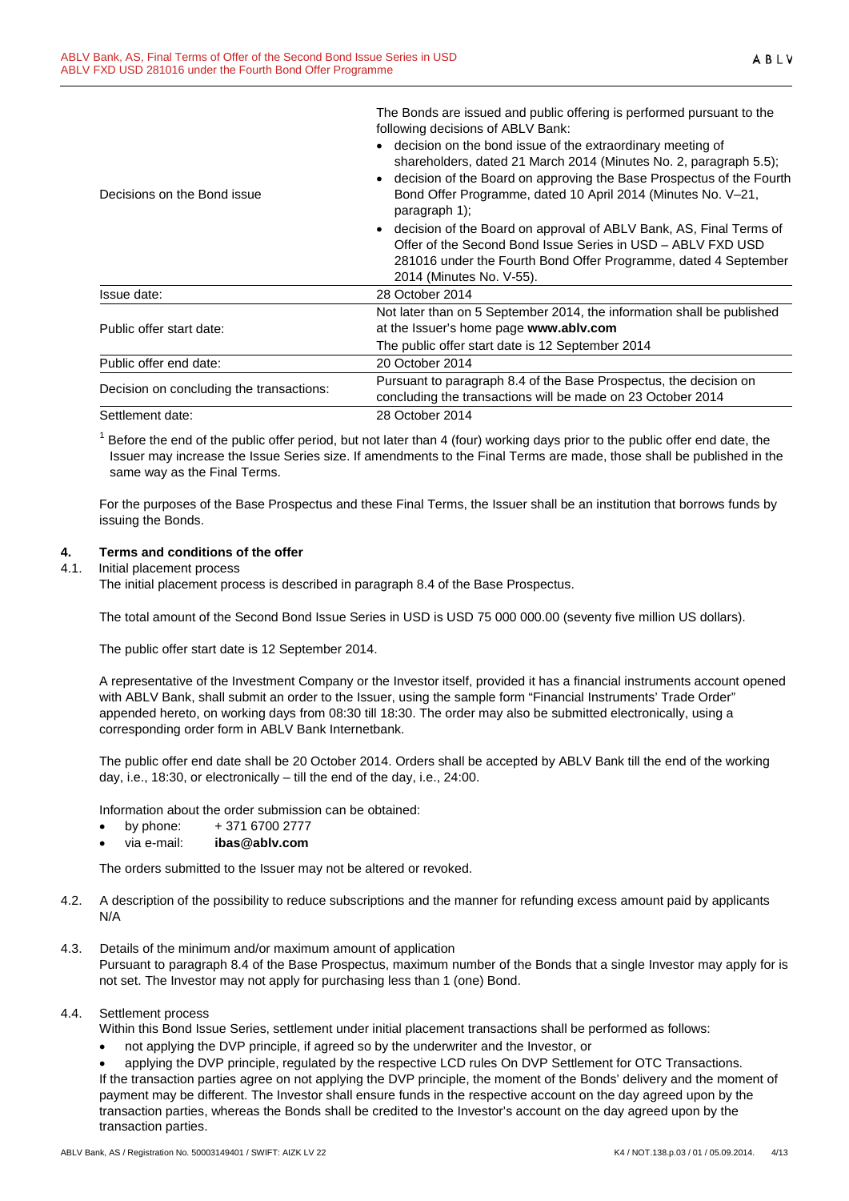| | |
|---|---|
| Decisions on the Bond issue | The Bonds are issued and public offering is performed pursuant to the following decisions of ABLV Bank:<br>• decision on the bond issue of the extraordinary meeting of shareholders, dated 21 March 2014 (Minutes No. 2, paragraph 5.5);<br>• decision of the Board on approving the Base Prospectus of the Fourth Bond Offer Programme, dated 10 April 2014 (Minutes No. V–21, paragraph 1);<br>• decision of the Board on approval of ABLV Bank, AS, Final Terms of Offer of the Second Bond Issue Series in USD – ABLV FXD USD 281016 under the Fourth Bond Offer Programme, dated 4 September 2014 (Minutes No. V-55). |
| Issue date: | 28 October 2014 |
| Public offer start date: | Not later than on 5 September 2014, the information shall be published at the Issuer's home page **www.ablv.com**<br>The public offer start date is 12 September 2014 |
| Public offer end date: | 20 October 2014 |
| Decision on concluding the transactions: | Pursuant to paragraph 8.4 of the Base Prospectus, the decision on concluding the transactions will be made on 23 October 2014 |
| Settlement date: | 28 October 2014 |

[1] Before the end of the public offer period, but not later than 4 (four) working days prior to the public offer end date, the Issuer may increase the Issue Series size. If amendments to the Final Terms are made, those shall be published in the same way as the Final Terms.

For the purposes of the Base Prospectus and these Final Terms, the Issuer shall be an institution that borrows funds by issuing the Bonds.

## 4. Terms and conditions of the offer

4.1. Initial placement process

The initial placement process is described in paragraph 8.4 of the Base Prospectus.

The total amount of the Second Bond Issue Series in USD is USD 75 000 000.00 (seventy five million US dollars).

The public offer start date is 12 September 2014.

A representative of the Investment Company or the Investor itself, provided it has a financial instruments account opened with ABLV Bank, shall submit an order to the Issuer, using the sample form "Financial Instruments' Trade Order" appended hereto, on working days from 08:30 till 18:30. The order may also be submitted electronically, using a corresponding order form in ABLV Bank Internetbank.

The public offer end date shall be 20 October 2014. Orders shall be accepted by ABLV Bank till the end of the working day, i.e., 18:30, or electronically – till the end of the day, i.e., 24:00.

Information about the order submission can be obtained:

- by phone: + 371 6700 2777
- via e-mail: **ibas@ablv.com**

The orders submitted to the Issuer may not be altered or revoked.

4.2. A description of the possibility to reduce subscriptions and the manner for refunding excess amount paid by applicants

N/A

4.3. Details of the minimum and/or maximum amount of application

Pursuant to paragraph 8.4 of the Base Prospectus, maximum number of the Bonds that a single Investor may apply for is not set. The Investor may not apply for purchasing less than 1 (one) Bond.

4.4. Settlement process

Within this Bond Issue Series, settlement under initial placement transactions shall be performed as follows:

- not applying the DVP principle, if agreed so by the underwriter and the Investor, or
- applying the DVP principle, regulated by the respective LCD rules On DVP Settlement for OTC Transactions.

If the transaction parties agree on not applying the DVP principle, the moment of the Bonds' delivery and the moment of payment may be different. The Investor shall ensure funds in the respective account on the day agreed upon by the transaction parties, whereas the Bonds shall be credited to the Investor's account on the day agreed upon by the transaction parties.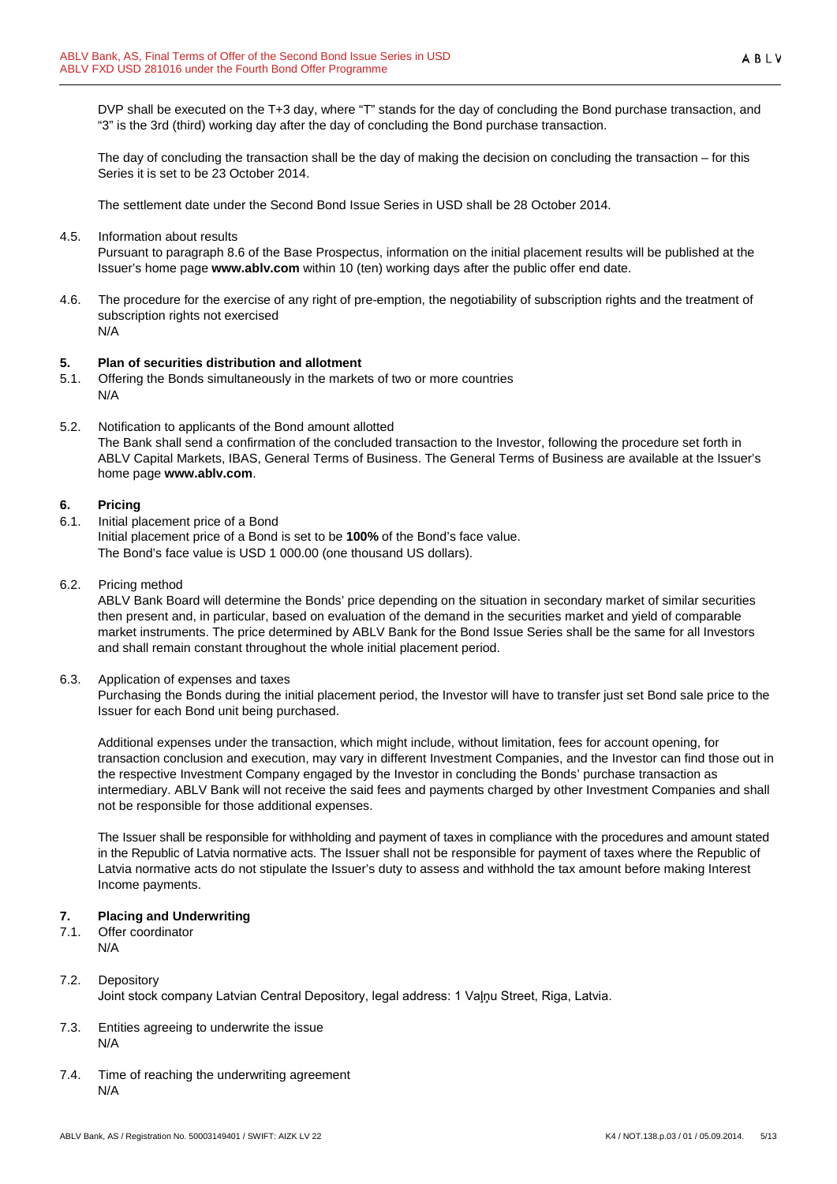DVP shall be executed on the T+3 day, where "T" stands for the day of concluding the Bond purchase transaction, and "3" is the 3rd (third) working day after the day of concluding the Bond purchase transaction.

The day of concluding the transaction shall be the day of making the decision on concluding the transaction – for this Series it is set to be 23 October 2014.

The settlement date under the Second Bond Issue Series in USD shall be 28 October 2014.

4.5. Information about results

Pursuant to paragraph 8.6 of the Base Prospectus, information on the initial placement results will be published at the Issuer's home page **www.ablv.com** within 10 (ten) working days after the public offer end date.

4.6. The procedure for the exercise of any right of pre-emption, the negotiability of subscription rights and the treatment of subscription rights not exercised

N/A

## 5. Plan of securities distribution and allotment

5.1. Offering the Bonds simultaneously in the markets of two or more countries

N/A

5.2. Notification to applicants of the Bond amount allotted

The Bank shall send a confirmation of the concluded transaction to the Investor, following the procedure set forth in ABLV Capital Markets, IBAS, General Terms of Business. The General Terms of Business are available at the Issuer's home page **www.ablv.com**.

## 6. Pricing

6.1. Initial placement price of a Bond

Initial placement price of a Bond is set to be **100%** of the Bond's face value.
The Bond's face value is USD 1 000.00 (one thousand US dollars).

6.2. Pricing method

ABLV Bank Board will determine the Bonds' price depending on the situation in secondary market of similar securities then present and, in particular, based on evaluation of the demand in the securities market and yield of comparable market instruments. The price determined by ABLV Bank for the Bond Issue Series shall be the same for all Investors and shall remain constant throughout the whole initial placement period.

6.3. Application of expenses and taxes

Purchasing the Bonds during the initial placement period, the Investor will have to transfer just set Bond sale price to the Issuer for each Bond unit being purchased.

Additional expenses under the transaction, which might include, without limitation, fees for account opening, for transaction conclusion and execution, may vary in different Investment Companies, and the Investor can find those out in the respective Investment Company engaged by the Investor in concluding the Bonds' purchase transaction as intermediary. ABLV Bank will not receive the said fees and payments charged by other Investment Companies and shall not be responsible for those additional expenses.

The Issuer shall be responsible for withholding and payment of taxes in compliance with the procedures and amount stated in the Republic of Latvia normative acts. The Issuer shall not be responsible for payment of taxes where the Republic of Latvia normative acts do not stipulate the Issuer's duty to assess and withhold the tax amount before making Interest Income payments.

## 7. Placing and Underwriting

7.1. Offer coordinator

N/A

7.2. Depository

Joint stock company Latvian Central Depository, legal address: 1 Vaļņu Street, Riga, Latvia.

7.3. Entities agreeing to underwrite the issue

N/A

7.4. Time of reaching the underwriting agreement

N/A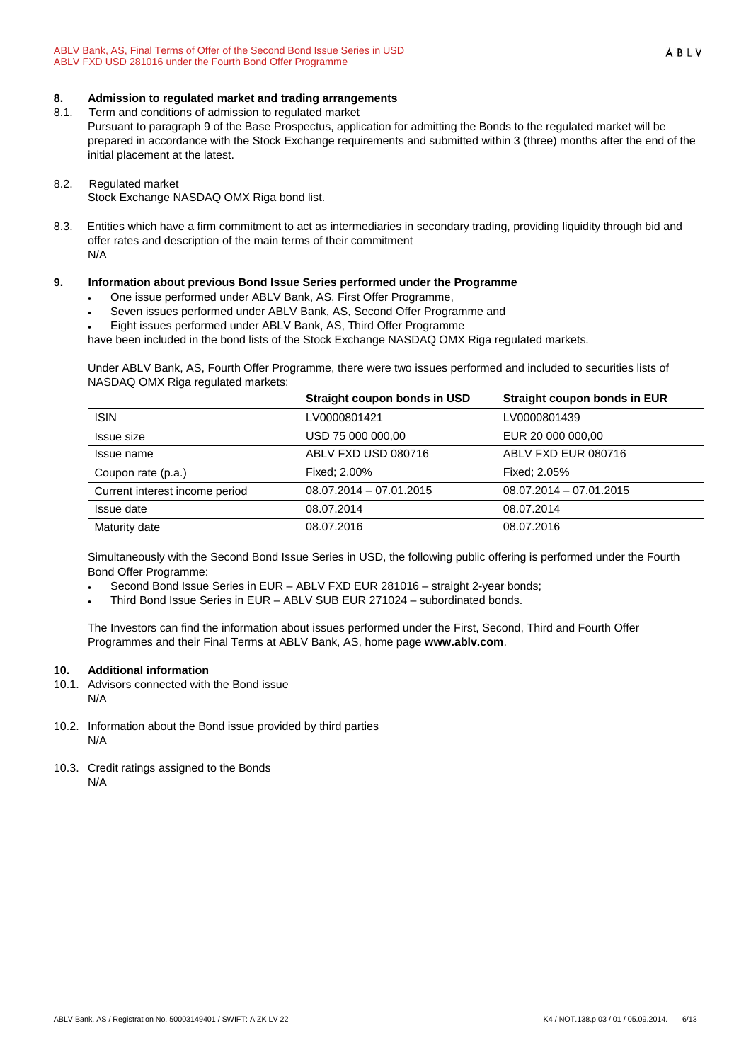## 8. Admission to regulated market and trading arrangements

8.1. Term and conditions of admission to regulated market

Pursuant to paragraph 9 of the Base Prospectus, application for admitting the Bonds to the regulated market will be prepared in accordance with the Stock Exchange requirements and submitted within 3 (three) months after the end of the initial placement at the latest.

8.2. Regulated market

Stock Exchange NASDAQ OMX Riga bond list.

8.3. Entities which have a firm commitment to act as intermediaries in secondary trading, providing liquidity through bid and offer rates and description of the main terms of their commitment

N/A

## 9. Information about previous Bond Issue Series performed under the Programme

- One issue performed under ABLV Bank, AS, First Offer Programme,
- Seven issues performed under ABLV Bank, AS, Second Offer Programme and
- Eight issues performed under ABLV Bank, AS, Third Offer Programme

have been included in the bond lists of the Stock Exchange NASDAQ OMX Riga regulated markets.

Under ABLV Bank, AS, Fourth Offer Programme, there were two issues performed and included to securities lists of NASDAQ OMX Riga regulated markets:

| | Straight coupon bonds in USD | Straight coupon bonds in EUR |
|---|---|---|
| ISIN | LV0000801421 | LV0000801439 |
| Issue size | USD 75 000 000,00 | EUR 20 000 000,00 |
| Issue name | ABLV FXD USD 080716 | ABLV FXD EUR 080716 |
| Coupon rate (p.a.) | Fixed; 2.00% | Fixed; 2.05% |
| Current interest income period | 08.07.2014 – 07.01.2015 | 08.07.2014 – 07.01.2015 |
| Issue date | 08.07.2014 | 08.07.2014 |
| Maturity date | 08.07.2016 | 08.07.2016 |

Simultaneously with the Second Bond Issue Series in USD, the following public offering is performed under the Fourth Bond Offer Programme:

- Second Bond Issue Series in EUR – ABLV FXD EUR 281016 – straight 2-year bonds;
- Third Bond Issue Series in EUR – ABLV SUB EUR 271024 – subordinated bonds.

The Investors can find the information about issues performed under the First, Second, Third and Fourth Offer Programmes and their Final Terms at ABLV Bank, AS, home page **www.ablv.com**.

## 10. Additional information

10.1. Advisors connected with the Bond issue

N/A

10.2. Information about the Bond issue provided by third parties

N/A

10.3. Credit ratings assigned to the Bonds

N/A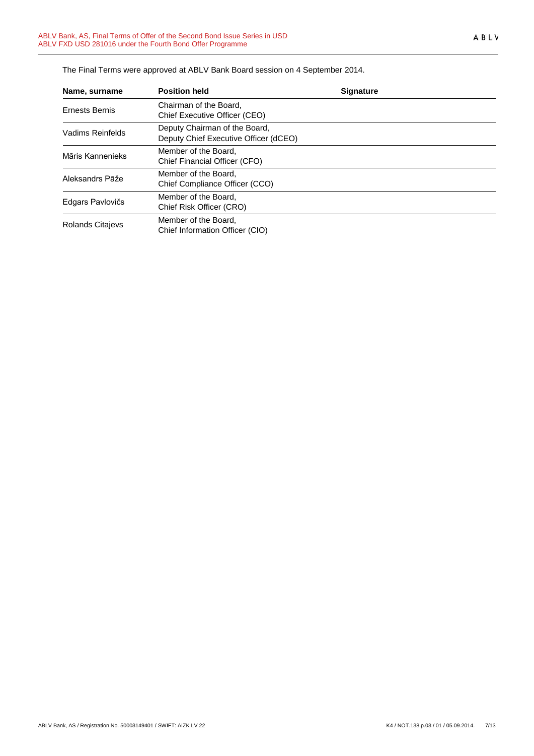The Final Terms were approved at ABLV Bank Board session on 4 September 2014.

| Name, surname | Position held | Signature |
|---|---|---|
| Ernests Bernis | Chairman of the Board, Chief Executive Officer (CEO) | |
| Vadims Reinfelds | Deputy Chairman of the Board, Deputy Chief Executive Officer (dCEO) | |
| Māris Kannenieks | Member of the Board, Chief Financial Officer (CFO) | |
| Aleksandrs Pāže | Member of the Board, Chief Compliance Officer (CCO) | |
| Edgars Pavlovičs | Member of the Board, Chief Risk Officer (CRO) | |
| Rolands Citajevs | Member of the Board, Chief Information Officer (CIO) | |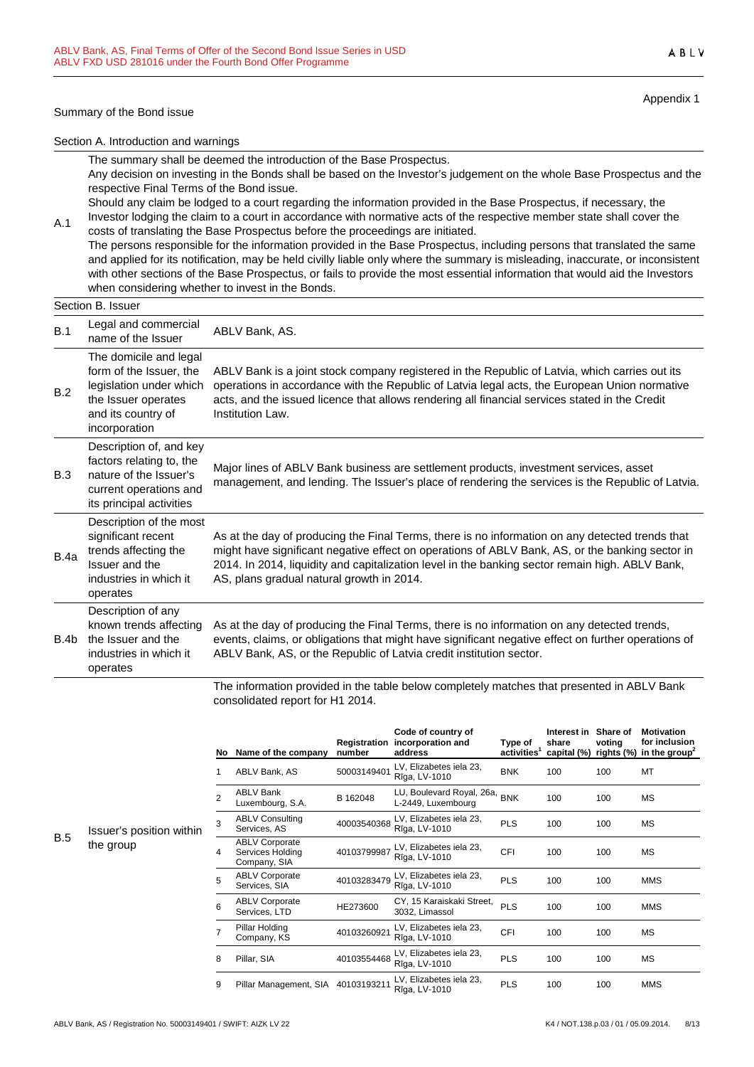Appendix 1

Summary of the Bond issue

Section A. Introduction and warnings

| | |
|---|---|
| A.1 | The summary shall be deemed the introduction of the Base Prospectus.<br>Any decision on investing in the Bonds shall be based on the Investor's judgement on the whole Base Prospectus and the respective Final Terms of the Bond issue.<br>Should any claim be lodged to a court regarding the information provided in the Base Prospectus, if necessary, the Investor lodging the claim to a court in accordance with normative acts of the respective member state shall cover the costs of translating the Base Prospectus before the proceedings are initiated.<br>The persons responsible for the information provided in the Base Prospectus, including persons that translated the same and applied for its notification, may be held civilly liable only where the summary is misleading, inaccurate, or inconsistent with other sections of the Base Prospectus, or fails to provide the most essential information that would aid the Investors when considering whether to invest in the Bonds. |

Section B. Issuer

| | | |
|---|---|---|
| B.1 | Legal and commercial name of the Issuer | ABLV Bank, AS. |
| B.2 | The domicile and legal form of the Issuer, the legislation under which the Issuer operates and its country of incorporation | ABLV Bank is a joint stock company registered in the Republic of Latvia, which carries out its operations in accordance with the Republic of Latvia legal acts, the European Union normative acts, and the issued licence that allows rendering all financial services stated in the Credit Institution Law. |
| B.3 | Description of, and key factors relating to, the nature of the Issuer's current operations and its principal activities | Major lines of ABLV Bank business are settlement products, investment services, asset management, and lending. The Issuer's place of rendering the services is the Republic of Latvia. |
| B.4a | Description of the most significant recent trends affecting the Issuer and the industries in which it operates | As at the day of producing the Final Terms, there is no information on any detected trends that might have significant negative effect on operations of ABLV Bank, AS, or the banking sector in 2014. In 2014, liquidity and capitalization level in the banking sector remain high. ABLV Bank, AS, plans gradual natural growth in 2014. |
| B.4b | Description of any known trends affecting the Issuer and the industries in which it operates | As at the day of producing the Final Terms, there is no information on any detected trends, events, claims, or obligations that might have significant negative effect on further operations of ABLV Bank, AS, or the Republic of Latvia credit institution sector. |
| B.5 | Issuer's position within the group | The information provided in the table below completely matches that presented in ABLV Bank consolidated report for H1 2014. |

| No | Name of the company | Registration number | Code of country of incorporation and address | Type of activities[1] | Interest in share capital (%) | Share of voting rights (%) | Motivation for inclusion in the group[2] |
|---|---|---|---|---|---|---|---|
| 1 | ABLV Bank, AS | 50003149401 | LV, Elizabetes iela 23, Rīga, LV-1010 | BNK | 100 | 100 | MT |
| 2 | ABLV Bank Luxembourg, S.A. | B 162048 | LU, Boulevard Royal, 26a, L-2449, Luxembourg | BNK | 100 | 100 | MS |
| 3 | ABLV Consulting Services, AS | 40003540368 | LV, Elizabetes iela 23, Rīga, LV-1010 | PLS | 100 | 100 | MS |
| 4 | ABLV Corporate Services Holding Company, SIA | 40103799987 | LV, Elizabetes iela 23, Rīga, LV-1010 | CFI | 100 | 100 | MS |
| 5 | ABLV Corporate Services, SIA | 40103283479 | LV, Elizabetes iela 23, Rīga, LV-1010 | PLS | 100 | 100 | MMS |
| 6 | ABLV Corporate Services, LTD | HE273600 | CY, 15 Karaiskaki Street, 3032, Limassol | PLS | 100 | 100 | MMS |
| 7 | Pillar Holding Company, KS | 40103260921 | LV, Elizabetes iela 23, Rīga, LV-1010 | CFI | 100 | 100 | MS |
| 8 | Pillar, SIA | 40103554468 | LV, Elizabetes iela 23, Rīga, LV-1010 | PLS | 100 | 100 | MS |
| 9 | Pillar Management, SIA | 40103193211 | LV, Elizabetes iela 23, Rīga, LV-1010 | PLS | 100 | 100 | MMS |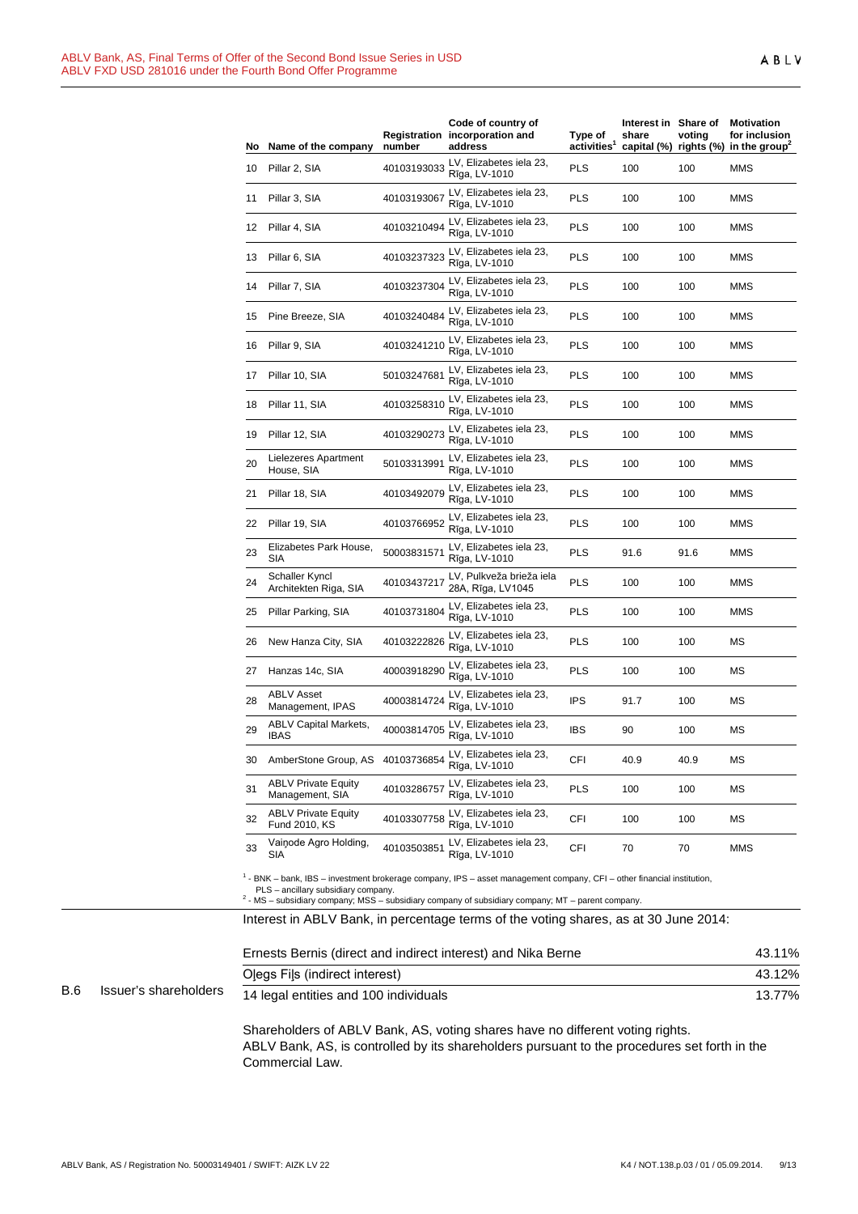| No | Name of the company | Registration number | Code of country of incorporation and address | Type of activities[1] | Interest in share capital (%) | Share of voting rights (%) | Motivation for inclusion in the group[2] |
|---|---|---|---|---|---|---|---|
| 10 | Pillar 2, SIA | 40103193033 | LV, Elizabetes iela 23, Rīga, LV-1010 | PLS | 100 | 100 | MMS |
| 11 | Pillar 3, SIA | 40103193067 | LV, Elizabetes iela 23, Rīga, LV-1010 | PLS | 100 | 100 | MMS |
| 12 | Pillar 4, SIA | 40103210494 | LV, Elizabetes iela 23, Rīga, LV-1010 | PLS | 100 | 100 | MMS |
| 13 | Pillar 6, SIA | 40103237323 | LV, Elizabetes iela 23, Rīga, LV-1010 | PLS | 100 | 100 | MMS |
| 14 | Pillar 7, SIA | 40103237304 | LV, Elizabetes iela 23, Rīga, LV-1010 | PLS | 100 | 100 | MMS |
| 15 | Pine Breeze, SIA | 40103240484 | LV, Elizabetes iela 23, Rīga, LV-1010 | PLS | 100 | 100 | MMS |
| 16 | Pillar 9, SIA | 40103241210 | LV, Elizabetes iela 23, Rīga, LV-1010 | PLS | 100 | 100 | MMS |
| 17 | Pillar 10, SIA | 50103247681 | LV, Elizabetes iela 23, Rīga, LV-1010 | PLS | 100 | 100 | MMS |
| 18 | Pillar 11, SIA | 40103258310 | LV, Elizabetes iela 23, Rīga, LV-1010 | PLS | 100 | 100 | MMS |
| 19 | Pillar 12, SIA | 40103290273 | LV, Elizabetes iela 23, Rīga, LV-1010 | PLS | 100 | 100 | MMS |
| 20 | Lielezeres Apartment House, SIA | 50103313991 | LV, Elizabetes iela 23, Rīga, LV-1010 | PLS | 100 | 100 | MMS |
| 21 | Pillar 18, SIA | 40103492079 | LV, Elizabetes iela 23, Rīga, LV-1010 | PLS | 100 | 100 | MMS |
| 22 | Pillar 19, SIA | 40103766952 | LV, Elizabetes iela 23, Rīga, LV-1010 | PLS | 100 | 100 | MMS |
| 23 | Elizabetes Park House, SIA | 50003831571 | LV, Elizabetes iela 23, Rīga, LV-1010 | PLS | 91.6 | 91.6 | MMS |
| 24 | Schaller Kyncl Architekten Riga, SIA | 40103437217 | LV, Pulkveža brieža iela 28A, Rīga, LV1045 | PLS | 100 | 100 | MMS |
| 25 | Pillar Parking, SIA | 40103731804 | LV, Elizabetes iela 23, Rīga, LV-1010 | PLS | 100 | 100 | MMS |
| 26 | New Hanza City, SIA | 40103222826 | LV, Elizabetes iela 23, Rīga, LV-1010 | PLS | 100 | 100 | MS |
| 27 | Hanzas 14c, SIA | 40003918290 | LV, Elizabetes iela 23, Rīga, LV-1010 | PLS | 100 | 100 | MS |
| 28 | ABLV Asset Management, IPAS | 40003814724 | LV, Elizabetes iela 23, Rīga, LV-1010 | IPS | 91.7 | 100 | MS |
| 29 | ABLV Capital Markets, IBAS | 40003814705 | LV, Elizabetes iela 23, Rīga, LV-1010 | IBS | 90 | 100 | MS |
| 30 | AmberStone Group, AS | 40103736854 | LV, Elizabetes iela 23, Rīga, LV-1010 | CFI | 40.9 | 40.9 | MS |
| 31 | ABLV Private Equity Management, SIA | 40103286757 | LV, Elizabetes iela 23, Rīga, LV-1010 | PLS | 100 | 100 | MS |
| 32 | ABLV Private Equity Fund 2010, KS | 40103307758 | LV, Elizabetes iela 23, Rīga, LV-1010 | CFI | 100 | 100 | MS |
| 33 | Vaiņode Agro Holding, SIA | 40103503851 | LV, Elizabetes iela 23, Rīga, LV-1010 | CFI | 70 | 70 | MMS |

[1] - BNK – bank, IBS – investment brokerage company, IPS – asset management company, CFI – other financial institution, PLS – ancillary subsidiary company.
[2] - MS – subsidiary company; MSS – subsidiary company of subsidiary company; MT – parent company.

**B.6 Issuer's shareholders**

Interest in ABLV Bank, in percentage terms of the voting shares, as at 30 June 2014:

| Shareholder | Interest |
|---|---|
| Ernests Bernis (direct and indirect interest) and Nika Berne | 43.11% |
| Oļegs Fiļs (indirect interest) | 43.12% |
| 14 legal entities and 100 individuals | 13.77% |

Shareholders of ABLV Bank, AS, voting shares have no different voting rights.
ABLV Bank, AS, is controlled by its shareholders pursuant to the procedures set forth in the Commercial Law.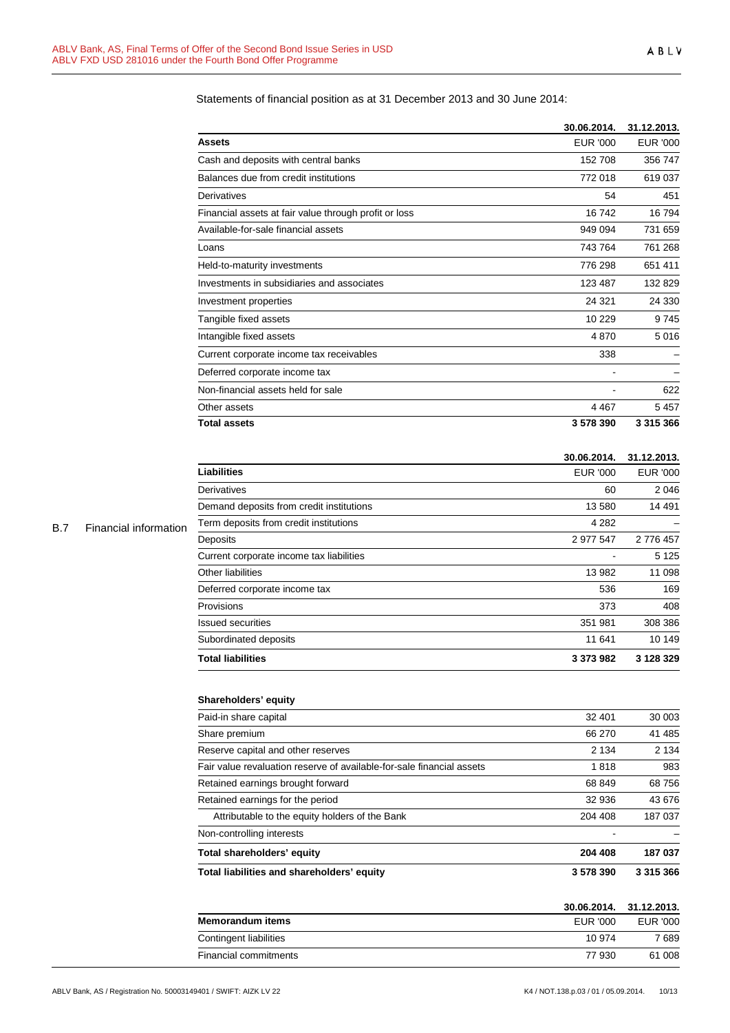B.7 Financial information

Statements of financial position as at 31 December 2013 and 30 June 2014:

| | 30.06.2014. | 31.12.2013. |
|---|---|---|
| **Assets** | EUR '000 | EUR '000 |
| Cash and deposits with central banks | 152 708 | 356 747 |
| Balances due from credit institutions | 772 018 | 619 037 |
| Derivatives | 54 | 451 |
| Financial assets at fair value through profit or loss | 16 742 | 16 794 |
| Available-for-sale financial assets | 949 094 | 731 659 |
| Loans | 743 764 | 761 268 |
| Held-to-maturity investments | 776 298 | 651 411 |
| Investments in subsidiaries and associates | 123 487 | 132 829 |
| Investment properties | 24 321 | 24 330 |
| Tangible fixed assets | 10 229 | 9 745 |
| Intangible fixed assets | 4 870 | 5 016 |
| Current corporate income tax receivables | 338 | – |
| Deferred corporate income tax | - | – |
| Non-financial assets held for sale | - | 622 |
| Other assets | 4 467 | 5 457 |
| **Total assets** | **3 578 390** | **3 315 366** |

| | 30.06.2014. | 31.12.2013. |
|---|---|---|
| **Liabilities** | EUR '000 | EUR '000 |
| Derivatives | 60 | 2 046 |
| Demand deposits from credit institutions | 13 580 | 14 491 |
| Term deposits from credit institutions | 4 282 | – |
| Deposits | 2 977 547 | 2 776 457 |
| Current corporate income tax liabilities | - | 5 125 |
| Other liabilities | 13 982 | 11 098 |
| Deferred corporate income tax | 536 | 169 |
| Provisions | 373 | 408 |
| Issued securities | 351 981 | 308 386 |
| Subordinated deposits | 11 641 | 10 149 |
| **Total liabilities** | **3 373 982** | **3 128 329** |
| | | |
| **Shareholders' equity** | | |
| Paid-in share capital | 32 401 | 30 003 |
| Share premium | 66 270 | 41 485 |
| Reserve capital and other reserves | 2 134 | 2 134 |
| Fair value revaluation reserve of available-for-sale financial assets | 1 818 | 983 |
| Retained earnings brought forward | 68 849 | 68 756 |
| Retained earnings for the period | 32 936 | 43 676 |
| Attributable to the equity holders of the Bank | 204 408 | 187 037 |
| Non-controlling interests | - | – |
| **Total shareholders' equity** | **204 408** | **187 037** |
| **Total liabilities and shareholders' equity** | **3 578 390** | **3 315 366** |

| | 30.06.2014. | 31.12.2013. |
|---|---|---|
| **Memorandum items** | EUR '000 | EUR '000 |
| Contingent liabilities | 10 974 | 7 689 |
| Financial commitments | 77 930 | 61 008 |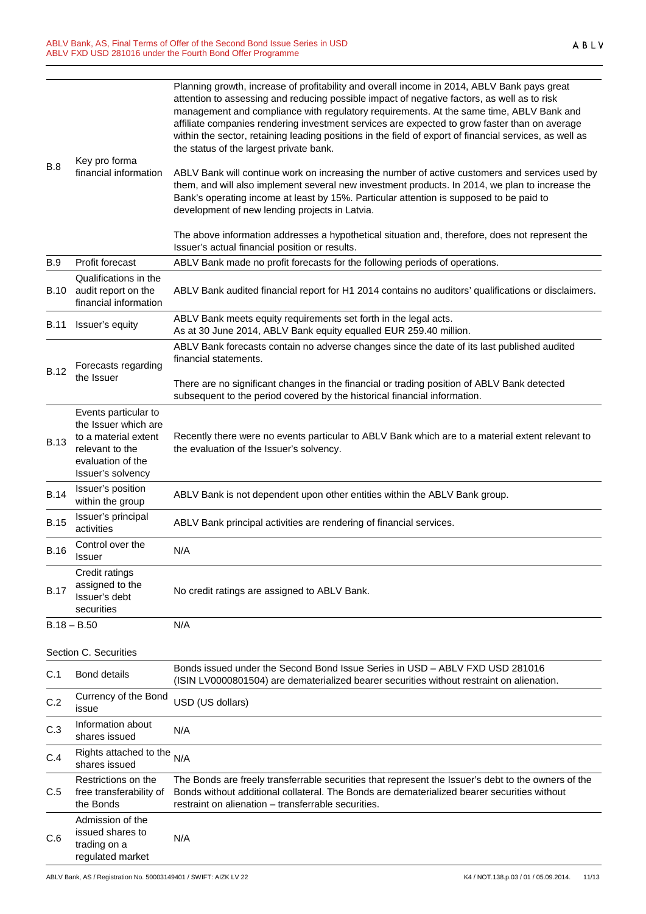| | | |
|---|---|---|
| B.8 | Key pro forma financial information | Planning growth, increase of profitability and overall income in 2014, ABLV Bank pays great attention to assessing and reducing possible impact of negative factors, as well as to risk management and compliance with regulatory requirements. At the same time, ABLV Bank and affiliate companies rendering investment services are expected to grow faster than on average within the sector, retaining leading positions in the field of export of financial services, as well as the status of the largest private bank.<br><br>ABLV Bank will continue work on increasing the number of active customers and services used by them, and will also implement several new investment products. In 2014, we plan to increase the Bank's operating income at least by 15%. Particular attention is supposed to be paid to development of new lending projects in Latvia.<br><br>The above information addresses a hypothetical situation and, therefore, does not represent the Issuer's actual financial position or results. |
| B.9 | Profit forecast | ABLV Bank made no profit forecasts for the following periods of operations. |
| B.10 | Qualifications in the audit report on the financial information | ABLV Bank audited financial report for H1 2014 contains no auditors' qualifications or disclaimers. |
| B.11 | Issuer's equity | ABLV Bank meets equity requirements set forth in the legal acts.<br>As at 30 June 2014, ABLV Bank equity equalled EUR 259.40 million. |
| B.12 | Forecasts regarding the Issuer | ABLV Bank forecasts contain no adverse changes since the date of its last published audited financial statements.<br><br>There are no significant changes in the financial or trading position of ABLV Bank detected subsequent to the period covered by the historical financial information. |
| B.13 | Events particular to the Issuer which are to a material extent relevant to the evaluation of the Issuer's solvency | Recently there were no events particular to ABLV Bank which are to a material extent relevant to the evaluation of the Issuer's solvency. |
| B.14 | Issuer's position within the group | ABLV Bank is not dependent upon other entities within the ABLV Bank group. |
| B.15 | Issuer's principal activities | ABLV Bank principal activities are rendering of financial services. |
| B.16 | Control over the Issuer | N/A |
| B.17 | Credit ratings assigned to the Issuer's debt securities | No credit ratings are assigned to ABLV Bank. |
| B.18 – B.50 | | N/A |

Section C. Securities

| | | |
|---|---|---|
| C.1 | Bond details | Bonds issued under the Second Bond Issue Series in USD – ABLV FXD USD 281016 (ISIN LV0000801504) are dematerialized bearer securities without restraint on alienation. |
| C.2 | Currency of the Bond issue | USD (US dollars) |
| C.3 | Information about shares issued | N/A |
| C.4 | Rights attached to the shares issued | N/A |
| C.5 | Restrictions on the free transferability of the Bonds | The Bonds are freely transferrable securities that represent the Issuer's debt to the owners of the Bonds without additional collateral. The Bonds are dematerialized bearer securities without restraint on alienation – transferrable securities. |
| C.6 | Admission of the issued shares to trading on a regulated market | N/A |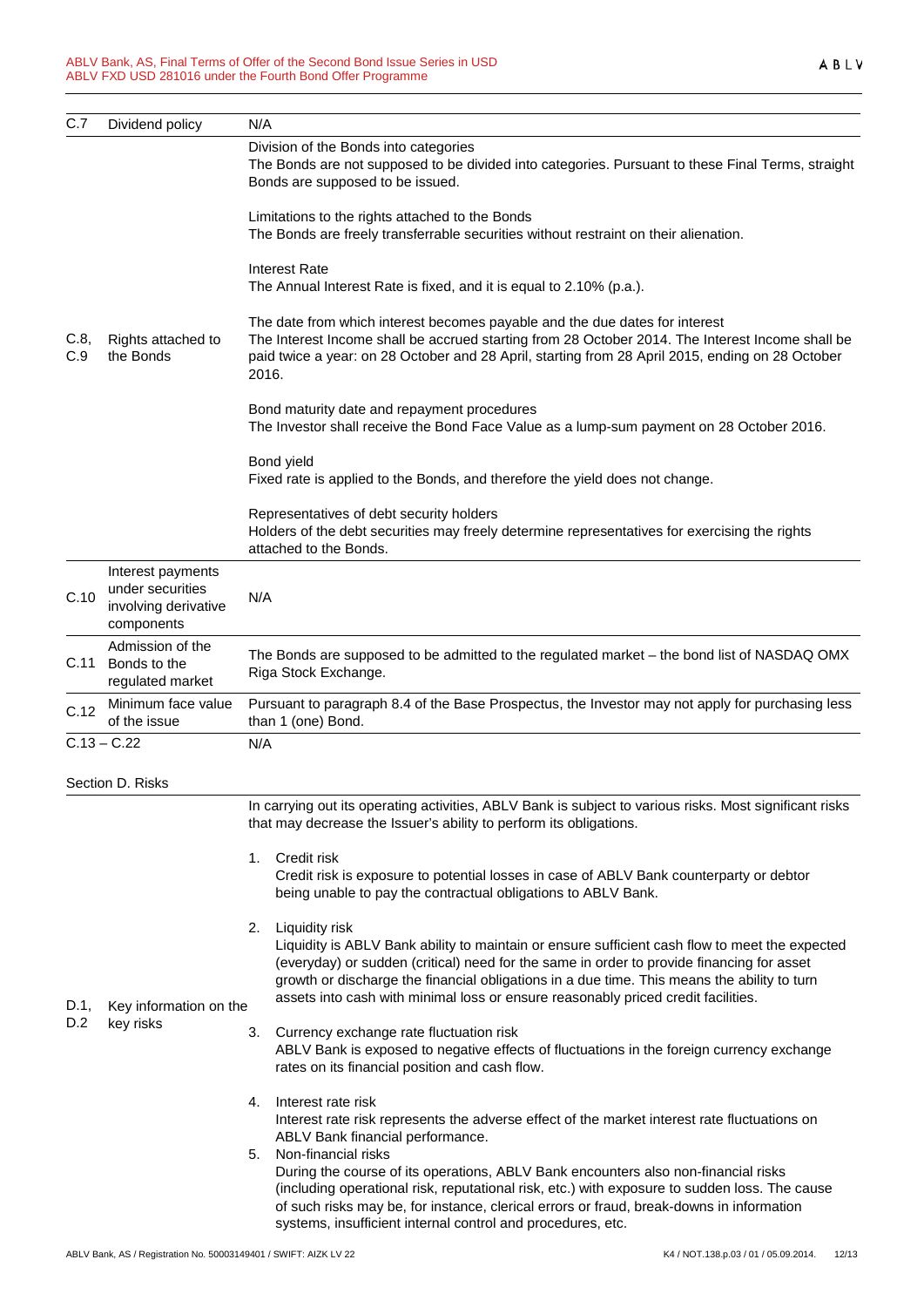| C.7 | Dividend policy | N/A |
|---|---|---|
| C.8, C.9 | Rights attached to the Bonds | Division of the Bonds into categories<br>The Bonds are not supposed to be divided into categories. Pursuant to these Final Terms, straight Bonds are supposed to be issued.<br><br>Limitations to the rights attached to the Bonds<br>The Bonds are freely transferrable securities without restraint on their alienation.<br><br>Interest Rate<br>The Annual Interest Rate is fixed, and it is equal to 2.10% (p.a.).<br><br>The date from which interest becomes payable and the due dates for interest<br>The Interest Income shall be accrued starting from 28 October 2014. The Interest Income shall be paid twice a year: on 28 October and 28 April, starting from 28 April 2015, ending on 28 October 2016.<br><br>Bond maturity date and repayment procedures<br>The Investor shall receive the Bond Face Value as a lump-sum payment on 28 October 2016.<br><br>Bond yield<br>Fixed rate is applied to the Bonds, and therefore the yield does not change.<br><br>Representatives of debt security holders<br>Holders of the debt securities may freely determine representatives for exercising the rights attached to the Bonds. |
| C.10 | Interest payments under securities involving derivative components | N/A |
| C.11 | Admission of the Bonds to the regulated market | The Bonds are supposed to be admitted to the regulated market – the bond list of NASDAQ OMX Riga Stock Exchange. |
| C.12 | Minimum face value of the issue | Pursuant to paragraph 8.4 of the Base Prospectus, the Investor may not apply for purchasing less than 1 (one) Bond. |
| C.13 – C.22 | | N/A |

Section D. Risks

| | | |
|---|---|---|
| D.1, D.2 | Key information on the key risks | In carrying out its operating activities, ABLV Bank is subject to various risks. Most significant risks that may decrease the Issuer's ability to perform its obligations.<br><br>1. Credit risk<br>Credit risk is exposure to potential losses in case of ABLV Bank counterparty or debtor being unable to pay the contractual obligations to ABLV Bank.<br><br>2. Liquidity risk<br>Liquidity is ABLV Bank ability to maintain or ensure sufficient cash flow to meet the expected (everyday) or sudden (critical) need for the same in order to provide financing for asset growth or discharge the financial obligations in a due time. This means the ability to turn assets into cash with minimal loss or ensure reasonably priced credit facilities.<br><br>3. Currency exchange rate fluctuation risk<br>ABLV Bank is exposed to negative effects of fluctuations in the foreign currency exchange rates on its financial position and cash flow.<br><br>4. Interest rate risk<br>Interest rate risk represents the adverse effect of the market interest rate fluctuations on ABLV Bank financial performance.<br><br>5. Non-financial risks<br>During the course of its operations, ABLV Bank encounters also non-financial risks (including operational risk, reputational risk, etc.) with exposure to sudden loss. The cause of such risks may be, for instance, clerical errors or fraud, break-downs in information systems, insufficient internal control and procedures, etc. |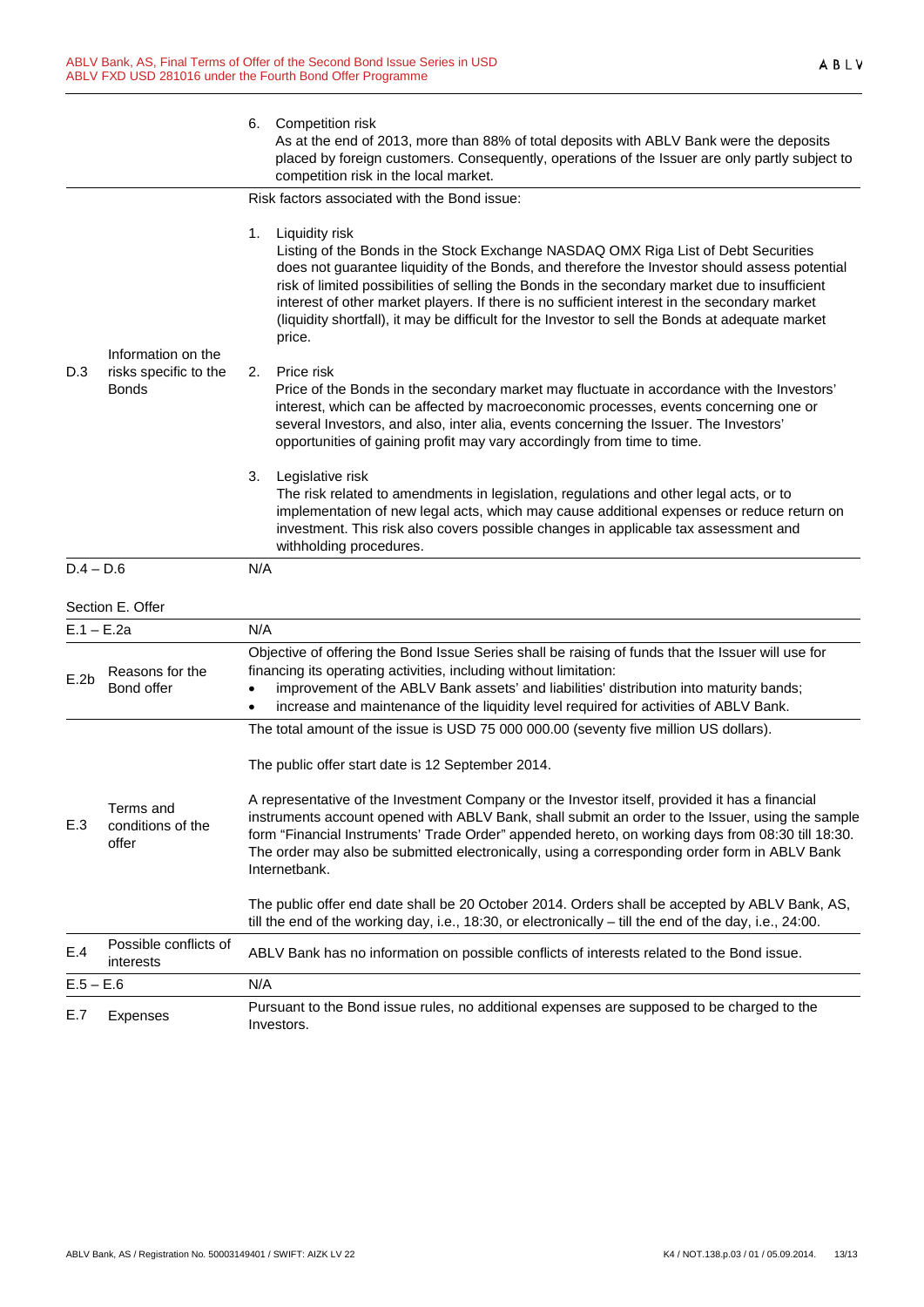| | | |
|---|---|---|
| | | 6. Competition risk<br>As at the end of 2013, more than 88% of total deposits with ABLV Bank were the deposits placed by foreign customers. Consequently, operations of the Issuer are only partly subject to competition risk in the local market. |
| D.3 | Information on the risks specific to the Bonds | Risk factors associated with the Bond issue:<br><br>1. Liquidity risk<br>Listing of the Bonds in the Stock Exchange NASDAQ OMX Riga List of Debt Securities does not guarantee liquidity of the Bonds, and therefore the Investor should assess potential risk of limited possibilities of selling the Bonds in the secondary market due to insufficient interest of other market players. If there is no sufficient interest in the secondary market (liquidity shortfall), it may be difficult for the Investor to sell the Bonds at adequate market price.<br><br>2. Price risk<br>Price of the Bonds in the secondary market may fluctuate in accordance with the Investors' interest, which can be affected by macroeconomic processes, events concerning one or several Investors, and also, inter alia, events concerning the Issuer. The Investors' opportunities of gaining profit may vary accordingly from time to time.<br><br>3. Legislative risk<br>The risk related to amendments in legislation, regulations and other legal acts, or to implementation of new legal acts, which may cause additional expenses or reduce return on investment. This risk also covers possible changes in applicable tax assessment and withholding procedures. |
| D.4 – D.6 | | N/A |

Section E. Offer

| | | |
|---|---|---|
| E.1 – E.2a | | N/A |
| E.2b | Reasons for the Bond offer | Objective of offering the Bond Issue Series shall be raising of funds that the Issuer will use for financing its operating activities, including without limitation:<br>• improvement of the ABLV Bank assets' and liabilities' distribution into maturity bands;<br>• increase and maintenance of the liquidity level required for activities of ABLV Bank. |
| E.3 | Terms and conditions of the offer | The total amount of the issue is USD 75 000 000.00 (seventy five million US dollars).<br><br>The public offer start date is 12 September 2014.<br><br>A representative of the Investment Company or the Investor itself, provided it has a financial instruments account opened with ABLV Bank, shall submit an order to the Issuer, using the sample form "Financial Instruments' Trade Order" appended hereto, on working days from 08:30 till 18:30. The order may also be submitted electronically, using a corresponding order form in ABLV Bank Internetbank.<br><br>The public offer end date shall be 20 October 2014. Orders shall be accepted by ABLV Bank, AS, till the end of the working day, i.e., 18:30, or electronically – till the end of the day, i.e., 24:00. |
| E.4 | Possible conflicts of interests | ABLV Bank has no information on possible conflicts of interests related to the Bond issue. |
| E.5 – E.6 | | N/A |
| E.7 | Expenses | Pursuant to the Bond issue rules, no additional expenses are supposed to be charged to the Investors. |